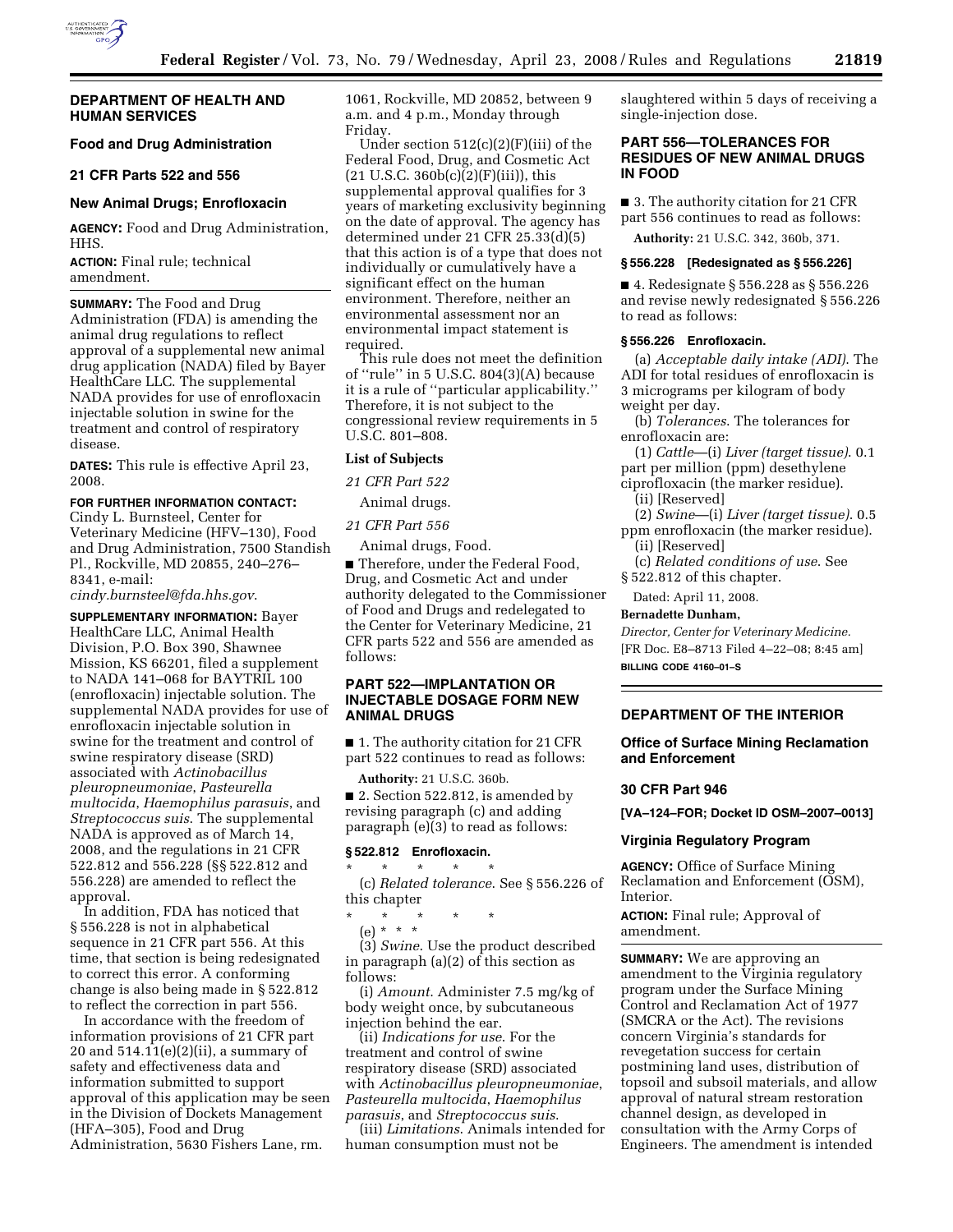## DEPARTMENT OF HEALTH AND HUMAN SERVICES

### Food and Drug Administration

### 21 CFR Parts 522 and 556

### New Animal Drugs; Enrofloxacin

**AGENCY:** Food and Drug Administration, HHS.

**ACTION:** Final rule; technical amendment.

**SUMMARY:** The Food and Drug Administration (FDA) is amending the animal drug regulations to reflect approval of a supplemental new animal drug application (NADA) filed by Bayer HealthCare LLC. The supplemental NADA provides for use of enrofloxacin injectable solution in swine for the treatment and control of respiratory disease.

**DATES:** This rule is effective April 23, 2008.

**FOR FURTHER INFORMATION CONTACT:** Cindy L. Burnsteel, Center for Veterinary Medicine (HFV–130), Food and Drug Administration, 7500 Standish Pl., Rockville, MD 20855, 240–276–8341, e-mail: *cindy.burnsteel@fda.hhs.gov*.

**SUPPLEMENTARY INFORMATION:** Bayer HealthCare LLC, Animal Health Division, P.O. Box 390, Shawnee Mission, KS 66201, filed a supplement to NADA 141–068 for BAYTRIL 100 (enrofloxacin) injectable solution. The supplemental NADA provides for use of enrofloxacin injectable solution in swine for the treatment and control of swine respiratory disease (SRD) associated with *Actinobacillus pleuropneumoniae*, *Pasteurella multocida*, *Haemophilus parasuis*, and *Streptococcus suis*. The supplemental NADA is approved as of March 14, 2008, and the regulations in 21 CFR 522.812 and 556.228 (§§ 522.812 and 556.228) are amended to reflect the approval.

In addition, FDA has noticed that § 556.228 is not in alphabetical sequence in 21 CFR part 556. At this time, that section is being redesignated to correct this error. A conforming change is also being made in § 522.812 to reflect the correction in part 556.

In accordance with the freedom of information provisions of 21 CFR part 20 and 514.11(e)(2)(ii), a summary of safety and effectiveness data and information submitted to support approval of this application may be seen in the Division of Dockets Management (HFA–305), Food and Drug Administration, 5630 Fishers Lane, rm. 1061, Rockville, MD 20852, between 9 a.m. and 4 p.m., Monday through Friday.

Under section 512(c)(2)(F)(iii) of the Federal Food, Drug, and Cosmetic Act (21 U.S.C. 360b(c)(2)(F)(iii)), this supplemental approval qualifies for 3 years of marketing exclusivity beginning on the date of approval. The agency has determined under 21 CFR 25.33(d)(5) that this action is of a type that does not individually or cumulatively have a significant effect on the human environment. Therefore, neither an environmental assessment nor an environmental impact statement is required.

This rule does not meet the definition of ''rule'' in 5 U.S.C. 804(3)(A) because it is a rule of ''particular applicability.'' Therefore, it is not subject to the congressional review requirements in 5 U.S.C. 801–808.

**List of Subjects**

*21 CFR Part 522*

Animal drugs.

*21 CFR Part 556*

Animal drugs, Food.

■ Therefore, under the Federal Food, Drug, and Cosmetic Act and under authority delegated to the Commissioner of Food and Drugs and redelegated to the Center for Veterinary Medicine, 21 CFR parts 522 and 556 are amended as follows:

### PART 522—IMPLANTATION OR INJECTABLE DOSAGE FORM NEW ANIMAL DRUGS

■ 1. The authority citation for 21 CFR part 522 continues to read as follows:

**Authority:** 21 U.S.C. 360b.

■ 2. Section 522.812, is amended by revising paragraph (c) and adding paragraph (e)(3) to read as follows:

#### § 522.812 Enrofloxacin.

\* \* \* \* \*

(c) *Related tolerance*. See § 556.226 of this chapter

\* \* \* \* \*

(e) \* \* \*

(3) *Swine*. Use the product described in paragraph (a)(2) of this section as follows:

(i) *Amount*. Administer 7.5 mg/kg of body weight once, by subcutaneous injection behind the ear.

(ii) *Indications for use*. For the treatment and control of swine respiratory disease (SRD) associated with *Actinobacillus pleuropneumoniae*, *Pasteurella multocida*, *Haemophilus parasuis*, and *Streptococcus suis*.

(iii) *Limitations*. Animals intended for human consumption must not be slaughtered within 5 days of receiving a single-injection dose.

### PART 556—TOLERANCES FOR RESIDUES OF NEW ANIMAL DRUGS IN FOOD

■ 3. The authority citation for 21 CFR part 556 continues to read as follows:

**Authority:** 21 U.S.C. 342, 360b, 371.

#### § 556.228 [Redesignated as § 556.226]

■ 4. Redesignate § 556.228 as § 556.226 and revise newly redesignated § 556.226 to read as follows:

#### § 556.226 Enrofloxacin.

(a) *Acceptable daily intake (ADI)*. The ADI for total residues of enrofloxacin is 3 micrograms per kilogram of body weight per day.

(b) *Tolerances*. The tolerances for enrofloxacin are:

(1) *Cattle*—(i) *Liver (target tissue)*. 0.1 part per million (ppm) desethylene ciprofloxacin (the marker residue).

(ii) [Reserved]

(2) *Swine*—(i) *Liver (target tissue)*. 0.5 ppm enrofloxacin (the marker residue).

(ii) [Reserved]

(c) *Related conditions of use*. See § 522.812 of this chapter.

Dated: April 11, 2008.

**Bernadette Dunham,**

*Director, Center for Veterinary Medicine.*

[FR Doc. E8–8713 Filed 4–22–08; 8:45 am]

**BILLING CODE 4160–01–S**

## DEPARTMENT OF THE INTERIOR

### Office of Surface Mining Reclamation and Enforcement

### 30 CFR Part 946

**[VA–124–FOR; Docket ID OSM–2007–0013]**

### Virginia Regulatory Program

**AGENCY:** Office of Surface Mining Reclamation and Enforcement (OSM), Interior.

**ACTION:** Final rule; Approval of amendment.

**SUMMARY:** We are approving an amendment to the Virginia regulatory program under the Surface Mining Control and Reclamation Act of 1977 (SMCRA or the Act). The revisions concern Virginia's standards for revegetation success for certain postmining land uses, distribution of topsoil and subsoil materials, and allow approval of natural stream restoration channel design, as developed in consultation with the Army Corps of Engineers. The amendment is intended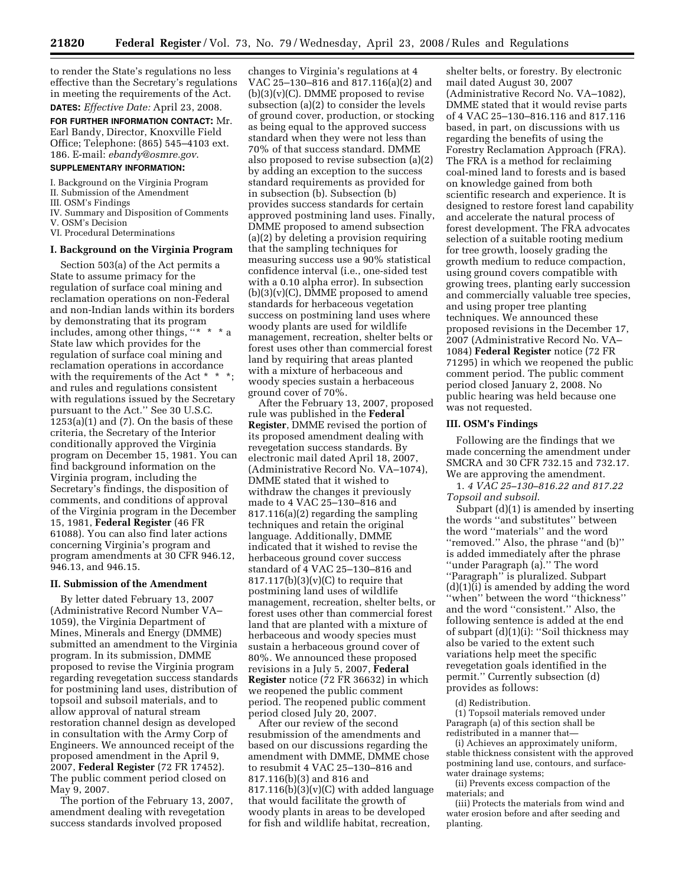to render the State's regulations no less effective than the Secretary's regulations in meeting the requirements of the Act.

**DATES:** *Effective Date:* April 23, 2008.

**FOR FURTHER INFORMATION CONTACT:** Mr. Earl Bandy, Director, Knoxville Field Office; Telephone: (865) 545–4103 ext. 186. E-mail: *ebandy@osmre.gov*.

**SUPPLEMENTARY INFORMATION:**

I. Background on the Virginia Program
II. Submission of the Amendment
III. OSM's Findings
IV. Summary and Disposition of Comments
V. OSM's Decision
VI. Procedural Determinations

## I. Background on the Virginia Program

Section 503(a) of the Act permits a State to assume primacy for the regulation of surface coal mining and reclamation operations on non-Federal and non-Indian lands within its borders by demonstrating that its program includes, among other things, "* * * a State law which provides for the regulation of surface coal mining and reclamation operations in accordance with the requirements of the Act * * *; and rules and regulations consistent with regulations issued by the Secretary pursuant to the Act." See 30 U.S.C. 1253(a)(1) and (7). On the basis of these criteria, the Secretary of the Interior conditionally approved the Virginia program on December 15, 1981. You can find background information on the Virginia program, including the Secretary's findings, the disposition of comments, and conditions of approval of the Virginia program in the December 15, 1981, **Federal Register** (46 FR 61088). You can also find later actions concerning Virginia's program and program amendments at 30 CFR 946.12, 946.13, and 946.15.

## II. Submission of the Amendment

By letter dated February 13, 2007 (Administrative Record Number VA–1059), the Virginia Department of Mines, Minerals and Energy (DMME) submitted an amendment to the Virginia program. In its submission, DMME proposed to revise the Virginia program regarding revegetation success standards for postmining land uses, distribution of topsoil and subsoil materials, and to allow approval of natural stream restoration channel design as developed in consultation with the Army Corp of Engineers. We announced receipt of the proposed amendment in the April 9, 2007, **Federal Register** (72 FR 17452). The public comment period closed on May 9, 2007.

The portion of the February 13, 2007, amendment dealing with revegetation success standards involved proposed changes to Virginia's regulations at 4 VAC 25–130–816 and 817.116(a)(2) and (b)(3)(v)(C). DMME proposed to revise subsection (a)(2) to consider the levels of ground cover, production, or stocking as being equal to the approved success standard when they were not less than 70% of that success standard. DMME also proposed to revise subsection (a)(2) by adding an exception to the success standard requirements as provided for in subsection (b). Subsection (b) provides success standards for certain approved postmining land uses. Finally, DMME proposed to amend subsection (a)(2) by deleting a provision requiring that the sampling techniques for measuring success use a 90% statistical confidence interval (i.e., one-sided test with a 0.10 alpha error). In subsection (b)(3)(v)(C), DMME proposed to amend standards for herbaceous vegetation success on postmining land uses where woody plants are used for wildlife management, recreation, shelter belts or forest uses other than commercial forest land by requiring that areas planted with a mixture of herbaceous and woody species sustain a herbaceous ground cover of 70%.

After the February 13, 2007, proposed rule was published in the **Federal Register**, DMME revised the portion of its proposed amendment dealing with revegetation success standards. By electronic mail dated April 18, 2007, (Administrative Record No. VA–1074), DMME stated that it wished to withdraw the changes it previously made to 4 VAC 25–130–816 and 817.116(a)(2) regarding the sampling techniques and retain the original language. Additionally, DMME indicated that it wished to revise the herbaceous ground cover success standard of 4 VAC 25–130–816 and 817.117(b)(3)(v)(C) to require that postmining land uses of wildlife management, recreation, shelter belts, or forest uses other than commercial forest land that are planted with a mixture of herbaceous and woody species must sustain a herbaceous ground cover of 80%. We announced these proposed revisions in a July 5, 2007, **Federal Register** notice (72 FR 36632) in which we reopened the public comment period. The reopened public comment period closed July 20, 2007.

After our review of the second resubmission of the amendments and based on our discussions regarding the amendment with DMME, DMME chose to resubmit 4 VAC 25–130–816 and 817.116(b)(3) and 816 and 817.116(b)(3)(v)(C) with added language that would facilitate the growth of woody plants in areas to be developed for fish and wildlife habitat, recreation, shelter belts, or forestry. By electronic mail dated August 30, 2007 (Administrative Record No. VA–1082), DMME stated that it would revise parts of 4 VAC 25–130–816.116 and 817.116 based, in part, on discussions with us regarding the benefits of using the Forestry Reclamation Approach (FRA). The FRA is a method for reclaiming coal-mined land to forests and is based on knowledge gained from both scientific research and experience. It is designed to restore forest land capability and accelerate the natural process of forest development. The FRA advocates selection of a suitable rooting medium for tree growth, loosely grading the growth medium to reduce compaction, using ground covers compatible with growing trees, planting early succession and commercially valuable tree species, and using proper tree planting techniques. We announced these proposed revisions in the December 17, 2007 (Administrative Record No. VA–1084) **Federal Register** notice (72 FR 71295) in which we reopened the public comment period. The public comment period closed January 2, 2008. No public hearing was held because one was not requested.

## III. OSM's Findings

Following are the findings that we made concerning the amendment under SMCRA and 30 CFR 732.15 and 732.17. We are approving the amendment.

1. *4 VAC 25–130–816.22 and 817.22 Topsoil and subsoil*.

Subpart (d)(1) is amended by inserting the words "and substitutes" between the word "materials" and the word "removed." Also, the phrase "and (b)" is added immediately after the phrase "under Paragraph (a)." The word "Paragraph" is pluralized. Subpart (d)(1)(i) is amended by adding the word "when" between the word "thickness" and the word "consistent." Also, the following sentence is added at the end of subpart (d)(1)(i): "Soil thickness may also be varied to the extent such variations help meet the specific revegetation goals identified in the permit." Currently subsection (d) provides as follows:

(d) Redistribution.

(1) Topsoil materials removed under Paragraph (a) of this section shall be redistributed in a manner that—

(i) Achieves an approximately uniform, stable thickness consistent with the approved postmining land use, contours, and surface-water drainage systems;

(ii) Prevents excess compaction of the materials; and

(iii) Protects the materials from wind and water erosion before and after seeding and planting.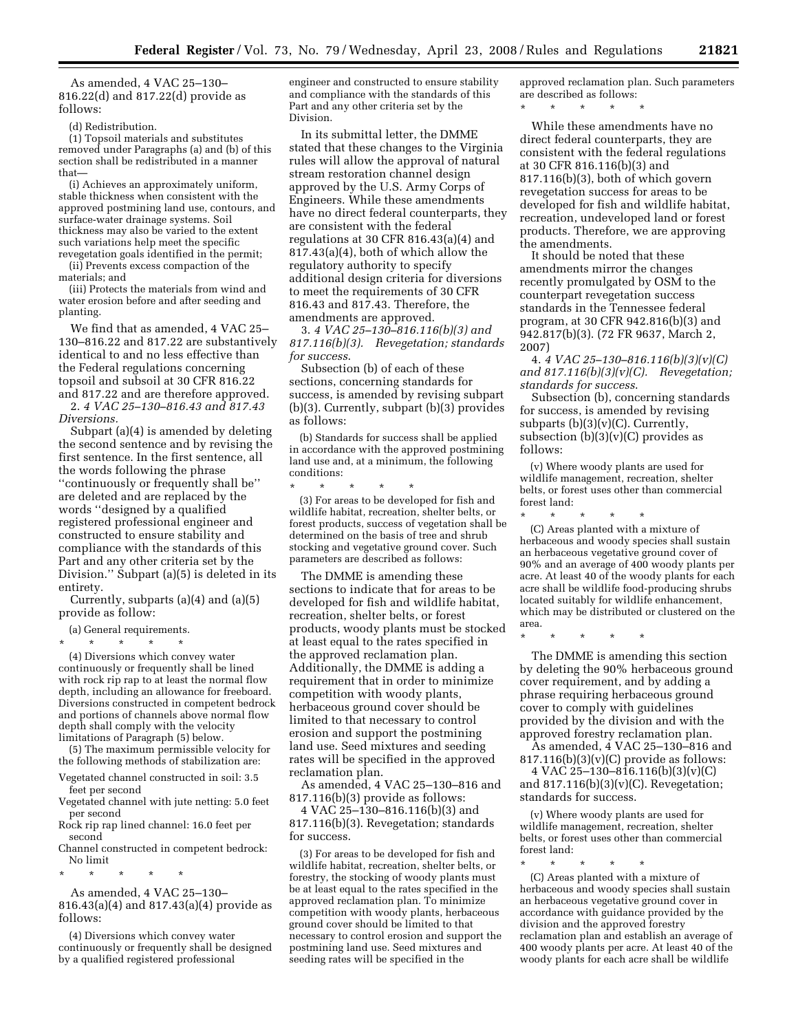As amended, 4 VAC 25–130–816.22(d) and 817.22(d) provide as follows:

(d) Redistribution.

(1) Topsoil materials and substitutes removed under Paragraphs (a) and (b) of this section shall be redistributed in a manner that—

(i) Achieves an approximately uniform, stable thickness when consistent with the approved postmining land use, contours, and surface-water drainage systems. Soil thickness may also be varied to the extent such variations help meet the specific revegetation goals identified in the permit;

(ii) Prevents excess compaction of the materials; and

(iii) Protects the materials from wind and water erosion before and after seeding and planting.

We find that as amended, 4 VAC 25–130–816.22 and 817.22 are substantively identical to and no less effective than the Federal regulations concerning topsoil and subsoil at 30 CFR 816.22 and 817.22 and are therefore approved.

2. *4 VAC 25–130–816.43 and 817.43 Diversions.*

Subpart (a)(4) is amended by deleting the second sentence and by revising the first sentence. In the first sentence, all the words following the phrase ''continuously or frequently shall be'' are deleted and are replaced by the words ''designed by a qualified registered professional engineer and constructed to ensure stability and compliance with the standards of this Part and any other criteria set by the Division.'' Subpart (a)(5) is deleted in its entirety.

Currently, subparts (a)(4) and (a)(5) provide as follow:

(a) General requirements.

\* \* \* \* \*

(4) Diversions which convey water continuously or frequently shall be lined with rock rip rap to at least the normal flow depth, including an allowance for freeboard. Diversions constructed in competent bedrock and portions of channels above normal flow depth shall comply with the velocity limitations of Paragraph (5) below.

(5) The maximum permissible velocity for the following methods of stabilization are:

Vegetated channel constructed in soil: 3.5 feet per second

Vegetated channel with jute netting: 5.0 feet per second

Rock rip rap lined channel: 16.0 feet per second

Channel constructed in competent bedrock: No limit

\* \* \* \* \*

As amended, 4 VAC 25–130–816.43(a)(4) and 817.43(a)(4) provide as follows:

(4) Diversions which convey water continuously or frequently shall be designed by a qualified registered professional engineer and constructed to ensure stability and compliance with the standards of this Part and any other criteria set by the Division.

In its submittal letter, the DMME stated that these changes to the Virginia rules will allow the approval of natural stream restoration channel design approved by the U.S. Army Corps of Engineers. While these amendments have no direct federal counterparts, they are consistent with the federal regulations at 30 CFR 816.43(a)(4) and 817.43(a)(4), both of which allow the regulatory authority to specify additional design criteria for diversions to meet the requirements of 30 CFR 816.43 and 817.43. Therefore, the amendments are approved.

3. *4 VAC 25–130–816.116(b)(3) and 817.116(b)(3). Revegetation; standards for success.*

Subsection (b) of each of these sections, concerning standards for success, is amended by revising subpart (b)(3). Currently, subpart (b)(3) provides as follows:

(b) Standards for success shall be applied in accordance with the approved postmining land use and, at a minimum, the following conditions:

\* \* \* \* \*

(3) For areas to be developed for fish and wildlife habitat, recreation, shelter belts, or forest products, success of vegetation shall be determined on the basis of tree and shrub stocking and vegetative ground cover. Such parameters are described as follows:

The DMME is amending these sections to indicate that for areas to be developed for fish and wildlife habitat, recreation, shelter belts, or forest products, woody plants must be stocked at least equal to the rates specified in the approved reclamation plan. Additionally, the DMME is adding a requirement that in order to minimize competition with woody plants, herbaceous ground cover should be limited to that necessary to control erosion and support the postmining land use. Seed mixtures and seeding rates will be specified in the approved reclamation plan.

As amended, 4 VAC 25–130–816 and 817.116(b)(3) provide as follows:

4 VAC 25–130–816.116(b)(3) and 817.116(b)(3). Revegetation; standards for success.

(3) For areas to be developed for fish and wildlife habitat, recreation, shelter belts, or forestry, the stocking of woody plants must be at least equal to the rates specified in the approved reclamation plan. To minimize competition with woody plants, herbaceous ground cover should be limited to that necessary to control erosion and support the postmining land use. Seed mixtures and seeding rates will be specified in the approved reclamation plan. Such parameters are described as follows:

\* \* \* \* \*

While these amendments have no direct federal counterparts, they are consistent with the federal regulations at 30 CFR 816.116(b)(3) and 817.116(b)(3), both of which govern revegetation success for areas to be developed for fish and wildlife habitat, recreation, undeveloped land or forest products. Therefore, we are approving the amendments.

It should be noted that these amendments mirror the changes recently promulgated by OSM to the counterpart revegetation success standards in the Tennessee federal program, at 30 CFR 942.816(b)(3) and 942.817(b)(3). (72 FR 9637, March 2, 2007)

4. *4 VAC 25–130–816.116(b)(3)(v)(C) and 817.116(b)(3)(v)(C). Revegetation; standards for success.*

Subsection (b), concerning standards for success, is amended by revising subparts (b)(3)(v)(C). Currently, subsection (b)(3)(v)(C) provides as follows:

(v) Where woody plants are used for wildlife management, recreation, shelter belts, or forest uses other than commercial forest land:

\* \* \* \* \*

(C) Areas planted with a mixture of herbaceous and woody species shall sustain an herbaceous vegetative ground cover of 90% and an average of 400 woody plants per acre. At least 40 of the woody plants for each acre shall be wildlife food-producing shrubs located suitably for wildlife enhancement, which may be distributed or clustered on the area.

\* \* \* \* \*

The DMME is amending this section by deleting the 90% herbaceous ground cover requirement, and by adding a phrase requiring herbaceous ground cover to comply with guidelines provided by the division and with the approved forestry reclamation plan.

As amended, 4 VAC 25–130–816 and 817.116(b)(3)(v)(C) provide as follows:

4 VAC 25–130–816.116(b)(3)(v)(C) and 817.116(b)(3)(v)(C). Revegetation; standards for success.

(v) Where woody plants are used for wildlife management, recreation, shelter belts, or forest uses other than commercial forest land:

\* \* \* \* \*

(C) Areas planted with a mixture of herbaceous and woody species shall sustain an herbaceous vegetative ground cover in accordance with guidance provided by the division and the approved forestry reclamation plan and establish an average of 400 woody plants per acre. At least 40 of the woody plants for each acre shall be wildlife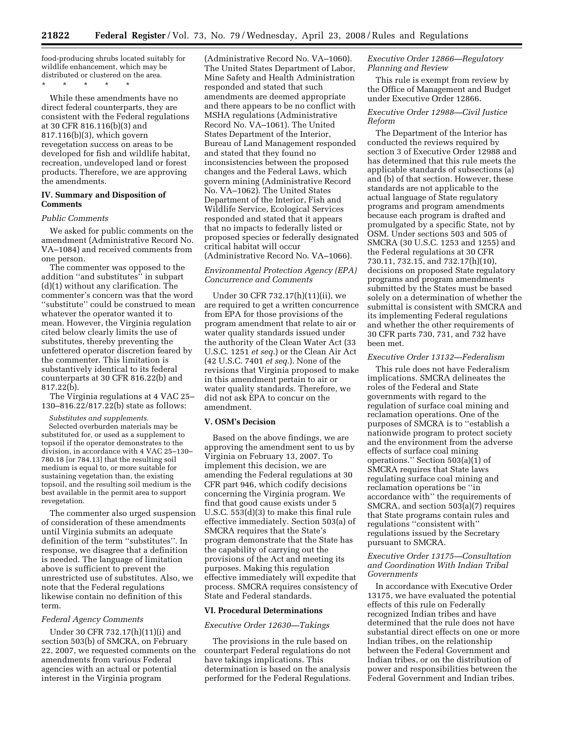food-producing shrubs located suitably for wildlife enhancement, which may be distributed or clustered on the area.

\* \* \* \* \*

While these amendments have no direct federal counterparts, they are consistent with the Federal regulations at 30 CFR 816.116(b)(3) and 817.116(b)(3), which govern revegetation success on areas to be developed for fish and wildlife habitat, recreation, undeveloped land or forest products. Therefore, we are approving the amendments.

## IV. Summary and Disposition of Comments

### *Public Comments*

We asked for public comments on the amendment (Administrative Record No. VA–1084) and received comments from one person.

The commenter was opposed to the addition ''and substitutes'' in subpart (d)(1) without any clarification. The commenter's concern was that the word ''substitute'' could be construed to mean whatever the operator wanted it to mean. However, the Virginia regulation cited below clearly limits the use of substitutes, thereby preventing the unfettered operator discretion feared by the commenter. This limitation is substantively identical to its federal counterparts at 30 CFR 816.22(b) and 817.22(b).

The Virginia regulations at 4 VAC 25–130–816.22/817.22(b) state as follows:

*Substitutes and supplements.* Selected overburden materials may be substituted for, or used as a supplement to topsoil if the operator demonstrates to the division, in accordance with 4 VAC 25–130–780.18 [or 784.13] that the resulting soil medium is equal to, or more suitable for sustaining vegetation than, the existing topsoil, and the resulting soil medium is the best available in the permit area to support revegetation.

The commenter also urged suspension of consideration of these amendments until Virginia submits an adequate definition of the term ''substitutes''. In response, we disagree that a definition is needed. The language of limitation above is sufficient to prevent the unrestricted use of substitutes. Also, we note that the Federal regulations likewise contain no definition of this term.

### *Federal Agency Comments*

Under 30 CFR 732.17(h)(11)(i) and section 503(b) of SMCRA, on February 22, 2007, we requested comments on the amendments from various Federal agencies with an actual or potential interest in the Virginia program (Administrative Record No. VA–1060). The United States Department of Labor, Mine Safety and Health Administration responded and stated that such amendments are deemed appropriate and there appears to be no conflict with MSHA regulations (Administrative Record No. VA–1061). The United States Department of the Interior, Bureau of Land Management responded and stated that they found no inconsistencies between the proposed changes and the Federal Laws, which govern mining (Administrative Record No. VA–1062). The United States Department of the Interior, Fish and Wildlife Service, Ecological Services responded and stated that it appears that no impacts to federally listed or proposed species or federally designated critical habitat will occur (Administrative Record No. VA–1066).

### *Environmental Protection Agency (EPA) Concurrence and Comments*

Under 30 CFR 732.17(h)(11)(ii), we are required to get a written concurrence from EPA for those provisions of the program amendment that relate to air or water quality standards issued under the authority of the Clean Water Act (33 U.S.C. 1251 *et seq.*) or the Clean Air Act (42 U.S.C. 7401 *et seq.*). None of the revisions that Virginia proposed to make in this amendment pertain to air or water quality standards. Therefore, we did not ask EPA to concur on the amendment.

## V. OSM's Decision

Based on the above findings, we are approving the amendment sent to us by Virginia on February 13, 2007. To implement this decision, we are amending the Federal regulations at 30 CFR part 946, which codify decisions concerning the Virginia program. We find that good cause exists under 5 U.S.C. 553(d)(3) to make this final rule effective immediately. Section 503(a) of SMCRA requires that the State's program demonstrate that the State has the capability of carrying out the provisions of the Act and meeting its purposes. Making this regulation effective immediately will expedite that process. SMCRA requires consistency of State and Federal standards.

## VI. Procedural Determinations

### *Executive Order 12630—Takings*

The provisions in the rule based on counterpart Federal regulations do not have takings implications. This determination is based on the analysis performed for the Federal Regulations.

### *Executive Order 12866—Regulatory Planning and Review*

This rule is exempt from review by the Office of Management and Budget under Executive Order 12866.

### *Executive Order 12988—Civil Justice Reform*

The Department of the Interior has conducted the reviews required by section 3 of Executive Order 12988 and has determined that this rule meets the applicable standards of subsections (a) and (b) of that section. However, these standards are not applicable to the actual language of State regulatory programs and program amendments because each program is drafted and promulgated by a specific State, not by OSM. Under sections 503 and 505 of SMCRA (30 U.S.C. 1253 and 1255) and the Federal regulations at 30 CFR 730.11, 732.15, and 732.17(h)(10), decisions on proposed State regulatory programs and program amendments submitted by the States must be based solely on a determination of whether the submittal is consistent with SMCRA and its implementing Federal regulations and whether the other requirements of 30 CFR parts 730, 731, and 732 have been met.

### *Executive Order 13132—Federalism*

This rule does not have Federalism implications. SMCRA delineates the roles of the Federal and State governments with regard to the regulation of surface coal mining and reclamation operations. One of the purposes of SMCRA is to ''establish a nationwide program to protect society and the environment from the adverse effects of surface coal mining operations.'' Section 503(a)(1) of SMCRA requires that State laws regulating surface coal mining and reclamation operations be ''in accordance with'' the requirements of SMCRA, and section 503(a)(7) requires that State programs contain rules and regulations ''consistent with'' regulations issued by the Secretary pursuant to SMCRA.

### *Executive Order 13175—Consultation and Coordination With Indian Tribal Governments*

In accordance with Executive Order 13175, we have evaluated the potential effects of this rule on Federally recognized Indian tribes and have determined that the rule does not have substantial direct effects on one or more Indian tribes, on the relationship between the Federal Government and Indian tribes, or on the distribution of power and responsibilities between the Federal Government and Indian tribes.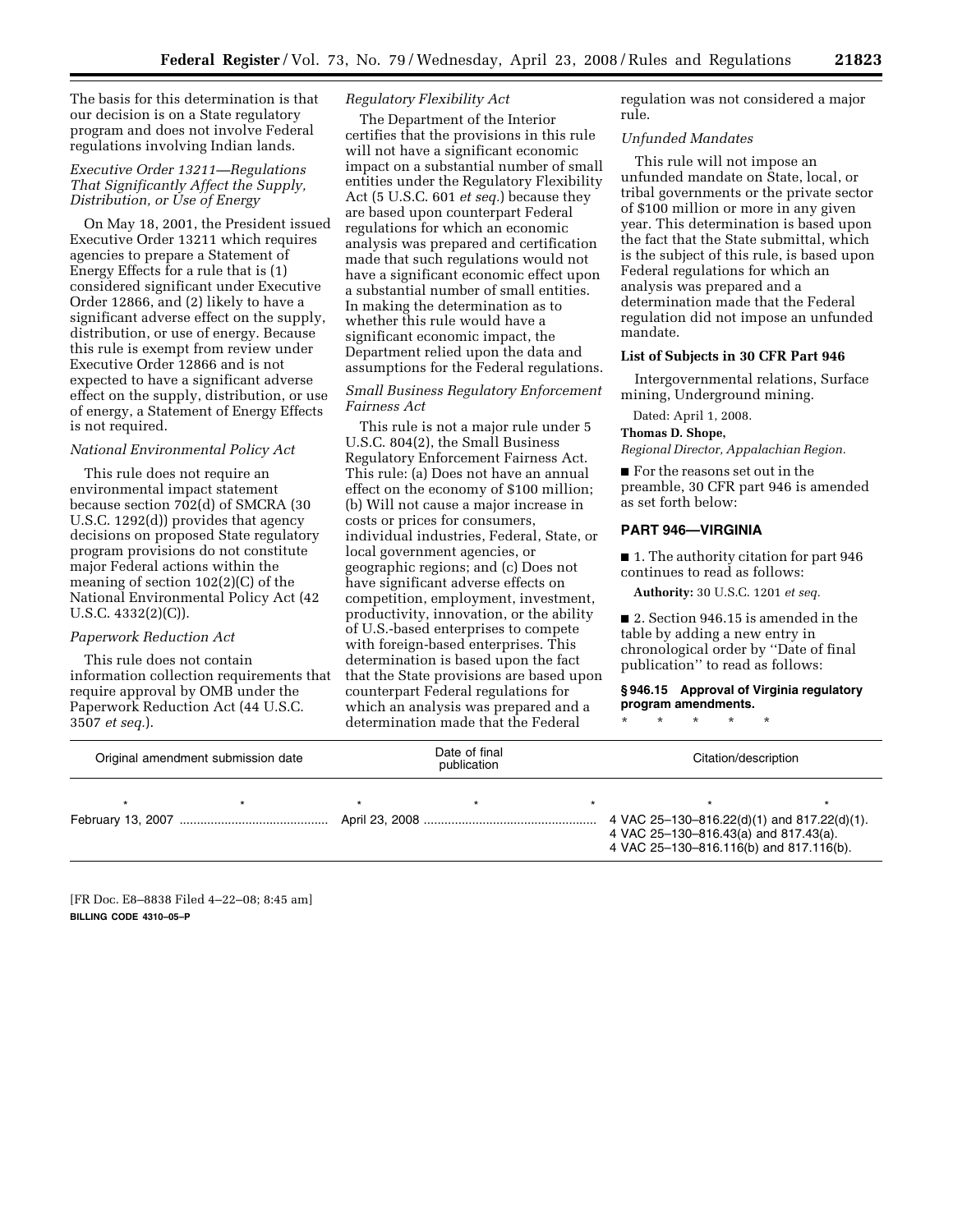The basis for this determination is that our decision is on a State regulatory program and does not involve Federal regulations involving Indian lands.

*Executive Order 13211—Regulations That Significantly Affect the Supply, Distribution, or Use of Energy*

On May 18, 2001, the President issued Executive Order 13211 which requires agencies to prepare a Statement of Energy Effects for a rule that is (1) considered significant under Executive Order 12866, and (2) likely to have a significant adverse effect on the supply, distribution, or use of energy. Because this rule is exempt from review under Executive Order 12866 and is not expected to have a significant adverse effect on the supply, distribution, or use of energy, a Statement of Energy Effects is not required.

*National Environmental Policy Act*

This rule does not require an environmental impact statement because section 702(d) of SMCRA (30 U.S.C. 1292(d)) provides that agency decisions on proposed State regulatory program provisions do not constitute major Federal actions within the meaning of section 102(2)(C) of the National Environmental Policy Act (42 U.S.C. 4332(2)(C)).

*Paperwork Reduction Act*

This rule does not contain information collection requirements that require approval by OMB under the Paperwork Reduction Act (44 U.S.C. 3507 *et seq.*).

*Regulatory Flexibility Act*

The Department of the Interior certifies that the provisions in this rule will not have a significant economic impact on a substantial number of small entities under the Regulatory Flexibility Act (5 U.S.C. 601 *et seq.*) because they are based upon counterpart Federal regulations for which an economic analysis was prepared and certification made that such regulations would not have a significant economic effect upon a substantial number of small entities. In making the determination as to whether this rule would have a significant economic impact, the Department relied upon the data and assumptions for the Federal regulations.

*Small Business Regulatory Enforcement Fairness Act*

This rule is not a major rule under 5 U.S.C. 804(2), the Small Business Regulatory Enforcement Fairness Act. This rule: (a) Does not have an annual effect on the economy of $100 million; (b) Will not cause a major increase in costs or prices for consumers, individual industries, Federal, State, or local government agencies, or geographic regions; and (c) Does not have significant adverse effects on competition, employment, investment, productivity, innovation, or the ability of U.S.-based enterprises to compete with foreign-based enterprises. This determination is based upon the fact that the State provisions are based upon counterpart Federal regulations for which an analysis was prepared and a determination made that the Federal regulation was not considered a major rule.

*Unfunded Mandates*

This rule will not impose an unfunded mandate on State, local, or tribal governments or the private sector of $100 million or more in any given year. This determination is based upon the fact that the State submittal, which is the subject of this rule, is based upon Federal regulations for which an analysis was prepared and a determination made that the Federal regulation did not impose an unfunded mandate.

**List of Subjects in 30 CFR Part 946**

Intergovernmental relations, Surface mining, Underground mining.

Dated: April 1, 2008.

**Thomas D. Shope,**

*Regional Director, Appalachian Region.*

■ For the reasons set out in the preamble, 30 CFR part 946 is amended as set forth below:

## PART 946—VIRGINIA

■ 1. The authority citation for part 946 continues to read as follows:

**Authority:** 30 U.S.C. 1201 *et seq.*

■ 2. Section 946.15 is amended in the table by adding a new entry in chronological order by ''Date of final publication'' to read as follows:

**§ 946.15 Approval of Virginia regulatory program amendments.**

\* \* \* \* \*

| Original amendment submission date | Date of final publication | Citation/description |
|---|---|---|
| \* \* | \* \* \* | \* \* |
| February 13, 2007 | April 23, 2008 | 4 VAC 25–130–816.22(d)(1) and 817.22(d)(1). 4 VAC 25–130–816.43(a) and 817.43(a). 4 VAC 25–130–816.116(b) and 817.116(b). |

[FR Doc. E8–8838 Filed 4–22–08; 8:45 am]

**BILLING CODE 4310–05–P**